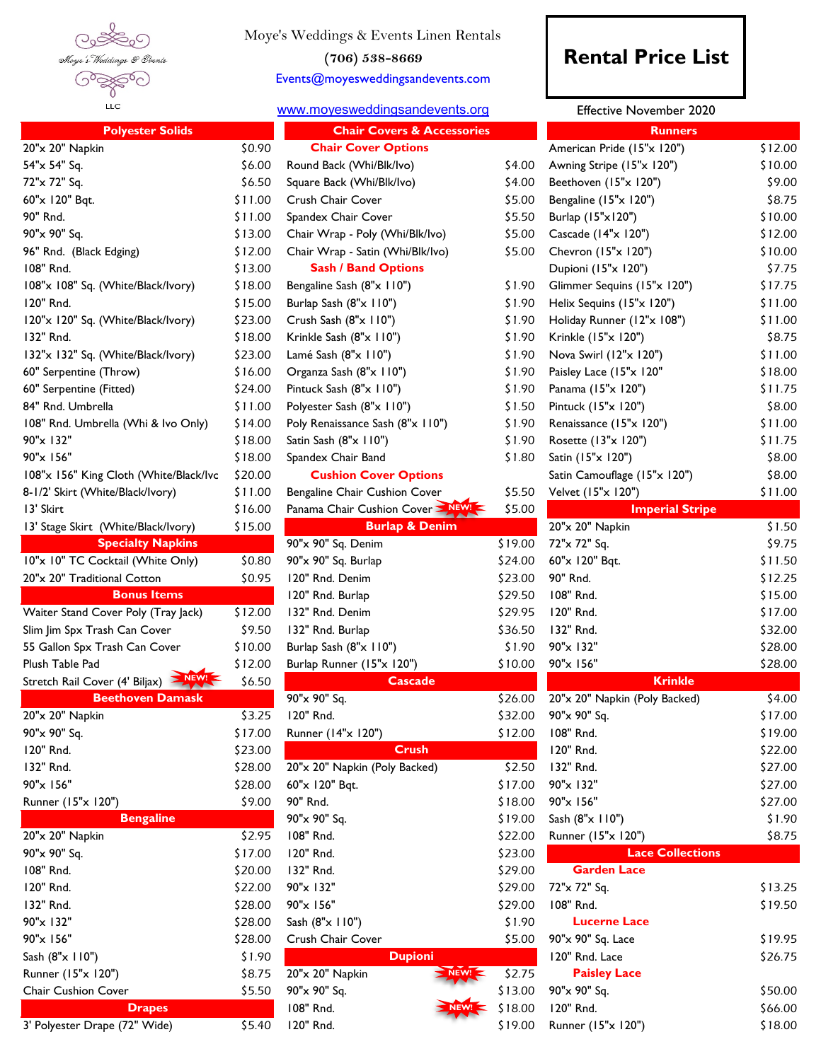Moye's Weddings & Events Linen Rentals

(706) 538-8669

Events@moyesweddingsandevents.com

www.moyesweddingsandevents.org

# Rental Price List

Effective November 2020

| Polyester Solids | |
|---|---|
| 20"x 20" Napkin | $0.90 |
| 54"x 54" Sq. | $6.00 |
| 72"x 72" Sq. | $6.50 |
| 60"x 120" Bqt. | $11.00 |
| 90" Rnd. | $11.00 |
| 90"x 90" Sq. | $13.00 |
| 96" Rnd. (Black Edging) | $12.00 |
| 108" Rnd. | $13.00 |
| 108"x 108" Sq. (White/Black/Ivory) | $18.00 |
| 120" Rnd. | $15.00 |
| 120"x 120" Sq. (White/Black/Ivory) | $23.00 |
| 132" Rnd. | $18.00 |
| 132"x 132" Sq. (White/Black/Ivory) | $23.00 |
| 60" Serpentine (Throw) | $16.00 |
| 60" Serpentine (Fitted) | $24.00 |
| 84" Rnd. Umbrella | $11.00 |
| 108" Rnd. Umbrella (Whi & Ivo Only) | $14.00 |
| 90"x 132" | $18.00 |
| 90"x 156" | $18.00 |
| 108"x 156" King Cloth (White/Black/Ivc | $20.00 |
| 8-1/2' Skirt (White/Black/Ivory) | $11.00 |
| 13' Skirt | $16.00 |
| 13' Stage Skirt (White/Black/Ivory) | $15.00 |

| Specialty Napkins | |
|---|---|
| 10"x 10" TC Cocktail (White Only) | $0.80 |
| 20"x 20" Traditional Cotton | $0.95 |

| Bonus Items | |
|---|---|
| Waiter Stand Cover Poly (Tray Jack) | $12.00 |
| Slim Jim Spx Trash Can Cover | $9.50 |
| 55 Gallon Spx Trash Can Cover | $10.00 |
| Plush Table Pad | $12.00 |
| Stretch Rail Cover (4' Biljax) NEW! | $6.50 |

| Beethoven Damask | |
|---|---|
| 20"x 20" Napkin | $3.25 |
| 90"x 90" Sq. | $17.00 |
| 120" Rnd. | $23.00 |
| 132" Rnd. | $28.00 |
| 90"x 156" | $28.00 |
| Runner (15"x 120") | $9.00 |

| Bengaline | |
|---|---|
| 20"x 20" Napkin | $2.95 |
| 90"x 90" Sq. | $17.00 |
| 108" Rnd. | $20.00 |
| 120" Rnd. | $22.00 |
| 132" Rnd. | $28.00 |
| 90"x 132" | $28.00 |
| 90"x 156" | $28.00 |
| Sash (8"x 110") | $1.90 |
| Runner (15"x 120") | $8.75 |
| Chair Cushion Cover | $5.50 |

| Drapes | |
|---|---|
| 3' Polyester Drape (72" Wide) | $5.40 |

| Chair Covers & Accessories | |
|---|---|
| **Chair Cover Options** | |
| Round Back (Whi/Blk/Ivo) | $4.00 |
| Square Back (Whi/Blk/Ivo) | $4.00 |
| Crush Chair Cover | $5.00 |
| Spandex Chair Cover | $5.50 |
| Chair Wrap - Poly (Whi/Blk/Ivo) | $5.00 |
| Chair Wrap - Satin (Whi/Blk/Ivo) | $5.00 |
| **Sash / Band Options** | |
| Bengaline Sash (8"x 110") | $1.90 |
| Burlap Sash (8"x 110") | $1.90 |
| Crush Sash (8"x 110") | $1.90 |
| Krinkle Sash (8"x 110") | $1.90 |
| Lamé Sash (8"x 110") | $1.90 |
| Organza Sash (8"x 110") | $1.90 |
| Pintuck Sash (8"x 110") | $1.90 |
| Polyester Sash (8"x 110") | $1.50 |
| Poly Renaissance Sash (8"x 110") | $1.90 |
| Satin Sash (8"x 110") | $1.90 |
| Spandex Chair Band | $1.80 |
| **Cushion Cover Options** | |
| Bengaline Chair Cushion Cover | $5.50 |
| Panama Chair Cushion Cover NEW! | $5.00 |

| Burlap & Denim | |
|---|---|
| 90"x 90" Sq. Denim | $19.00 |
| 90"x 90" Sq. Burlap | $24.00 |
| 120" Rnd. Denim | $23.00 |
| 120" Rnd. Burlap | $29.50 |
| 132" Rnd. Denim | $29.95 |
| 132" Rnd. Burlap | $36.50 |
| Burlap Sash (8"x 110") | $1.90 |
| Burlap Runner (15"x 120") | $10.00 |

| Cascade | |
|---|---|
| 90"x 90" Sq. | $26.00 |
| 120" Rnd. | $32.00 |
| Runner (14"x 120") | $12.00 |

| Crush | |
|---|---|
| 20"x 20" Napkin (Poly Backed) | $2.50 |
| 60"x 120" Bqt. | $17.00 |
| 90" Rnd. | $18.00 |
| 90"x 90" Sq. | $19.00 |
| 108" Rnd. | $22.00 |
| 120" Rnd. | $23.00 |
| 132" Rnd. | $29.00 |
| 90"x 132" | $29.00 |
| 90"x 156" | $29.00 |
| Sash (8"x 110") | $1.90 |
| Crush Chair Cover | $5.00 |

| Dupioni | |
|---|---|
| 20"x 20" Napkin NEW! | $2.75 |
| 90"x 90" Sq. | $13.00 |
| 108" Rnd. NEW! | $18.00 |
| 120" Rnd. | $19.00 |

| Runners | |
|---|---|
| American Pride (15"x 120") | $12.00 |
| Awning Stripe (15"x 120") | $10.00 |
| Beethoven (15"x 120") | $9.00 |
| Bengaline (15"x 120") | $8.75 |
| Burlap (15"x120") | $10.00 |
| Cascade (14"x 120") | $12.00 |
| Chevron (15"x 120") | $10.00 |
| Dupioni (15"x 120") | $7.75 |
| Glimmer Sequins (15"x 120") | $17.75 |
| Helix Sequins (15"x 120") | $11.00 |
| Holiday Runner (12"x 108") | $11.00 |
| Krinkle (15"x 120") | $8.75 |
| Nova Swirl (12"x 120") | $11.00 |
| Paisley Lace (15"x 120" | $18.00 |
| Panama (15"x 120") | $11.75 |
| Pintuck (15"x 120") | $8.00 |
| Renaissance (15"x 120") | $11.00 |
| Rosette (13"x 120") | $11.75 |
| Satin (15"x 120") | $8.00 |
| Satin Camouflage (15"x 120") | $8.00 |
| Velvet (15"x 120") | $11.00 |

| Imperial Stripe | |
|---|---|
| 20"x 20" Napkin | $1.50 |
| 72"x 72" Sq. | $9.75 |
| 60"x 120" Bqt. | $11.50 |
| 90" Rnd. | $12.25 |
| 108" Rnd. | $15.00 |
| 120" Rnd. | $17.00 |
| 132" Rnd. | $32.00 |
| 90"x 132" | $28.00 |
| 90"x 156" | $28.00 |

| Krinkle | |
|---|---|
| 20"x 20" Napkin (Poly Backed) | $4.00 |
| 90"x 90" Sq. | $17.00 |
| 108" Rnd. | $19.00 |
| 120" Rnd. | $22.00 |
| 132" Rnd. | $27.00 |
| 90"x 132" | $27.00 |
| 90"x 156" | $27.00 |
| Sash (8"x 110") | $1.90 |
| Runner (15"x 120") | $8.75 |

| Lace Collections | |
|---|---|
| **Garden Lace** | |
| 72"x 72" Sq. | $13.25 |
| 108" Rnd. | $19.50 |
| **Lucerne Lace** | |
| 90"x 90" Sq. Lace | $19.95 |
| 120" Rnd. Lace | $26.75 |
| **Paisley Lace** | |
| 90"x 90" Sq. | $50.00 |
| 120" Rnd. | $66.00 |
| Runner (15"x 120") | $18.00 |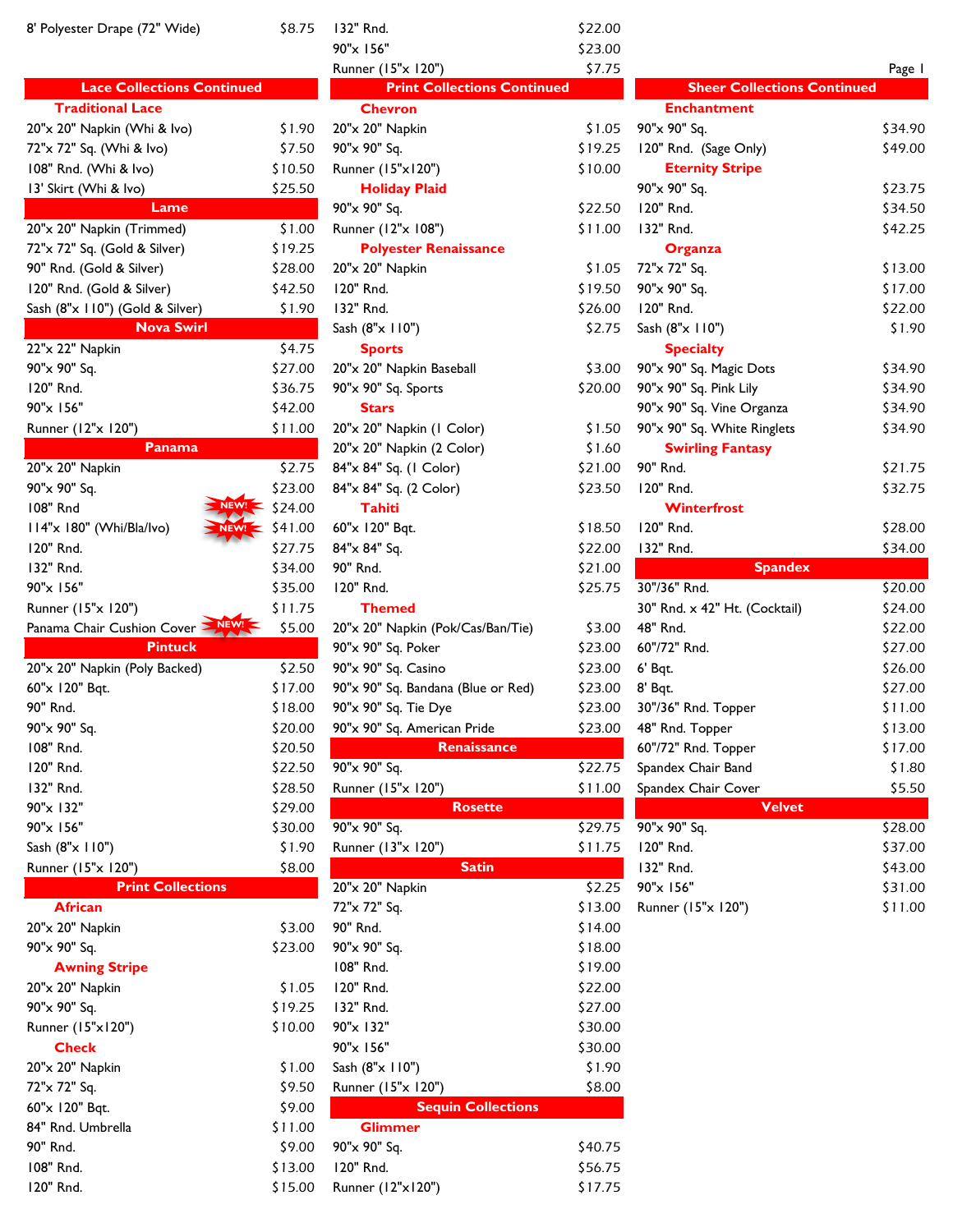| Item | Price |
| --- | --- |
| 8' Polyester Drape (72" Wide) | $8.75 |

## Lace Collections Continued

### Traditional Lace

| Item | Price |
| --- | --- |
| 20"x 20" Napkin (Whi & Ivo) | $1.90 |
| 72"x 72" Sq. (Whi & Ivo) | $7.50 |
| 108" Rnd. (Whi & Ivo) | $10.50 |
| 13' Skirt (Whi & Ivo) | $25.50 |

## Lame

| Item | Price |
| --- | --- |
| 20"x 20" Napkin (Trimmed) | $1.00 |
| 72"x 72" Sq. (Gold & Silver) | $19.25 |
| 90" Rnd. (Gold & Silver) | $28.00 |
| 120" Rnd. (Gold & Silver) | $42.50 |
| Sash (8"x 110") (Gold & Silver) | $1.90 |

## Nova Swirl

| Item | Price |
| --- | --- |
| 22"x 22" Napkin | $4.75 |
| 90"x 90" Sq. | $27.00 |
| 120" Rnd. | $36.75 |
| 90"x 156" | $42.00 |
| Runner (12"x 120") | $11.00 |

## Panama

| Item | Price |
| --- | --- |
| 20"x 20" Napkin | $2.75 |
| 90"x 90" Sq. | $23.00 |
| 108" Rnd (NEW!) | $24.00 |
| 114"x 180" (Whi/Bla/Ivo) (NEW!) | $41.00 |
| 120" Rnd. | $27.75 |
| 132" Rnd. | $34.00 |
| 90"x 156" | $35.00 |
| Runner (15"x 120") | $11.75 |
| Panama Chair Cushion Cover (NEW!) | $5.00 |

## Pintuck

| Item | Price |
| --- | --- |
| 20"x 20" Napkin (Poly Backed) | $2.50 |
| 60"x 120" Bqt. | $17.00 |
| 90" Rnd. | $18.00 |
| 90"x 90" Sq. | $20.00 |
| 108" Rnd. | $20.50 |
| 120" Rnd. | $22.50 |
| 132" Rnd. | $28.50 |
| 90"x 132" | $29.00 |
| 90"x 156" | $30.00 |
| Sash (8"x 110") | $1.90 |
| Runner (15"x 120") | $8.00 |

## Print Collections

### African

| Item | Price |
| --- | --- |
| 20"x 20" Napkin | $3.00 |
| 90"x 90" Sq. | $23.00 |

### Awning Stripe

| Item | Price |
| --- | --- |
| 20"x 20" Napkin | $1.05 |
| 90"x 90" Sq. | $19.25 |
| Runner (15"x120") | $10.00 |

### Check

| Item | Price |
| --- | --- |
| 20"x 20" Napkin | $1.00 |
| 72"x 72" Sq. | $9.50 |
| 60"x 120" Bqt. | $9.00 |
| 84" Rnd. Umbrella | $11.00 |
| 90" Rnd. | $9.00 |
| 108" Rnd. | $13.00 |
| 120" Rnd. | $15.00 |
| 132" Rnd. | $22.00 |
| 90"x 156" | $23.00 |
| Runner (15"x 120") | $7.75 |

## Print Collections Continued

### Chevron

| Item | Price |
| --- | --- |
| 20"x 20" Napkin | $1.05 |
| 90"x 90" Sq. | $19.25 |
| Runner (15"x120") | $10.00 |

### Holiday Plaid

| Item | Price |
| --- | --- |
| 90"x 90" Sq. | $22.50 |
| Runner (12"x 108") | $11.00 |

### Polyester Renaissance

| Item | Price |
| --- | --- |
| 20"x 20" Napkin | $1.05 |
| 120" Rnd. | $19.50 |
| 132" Rnd. | $26.00 |
| Sash (8"x 110") | $2.75 |

### Sports

| Item | Price |
| --- | --- |
| 20"x 20" Napkin Baseball | $3.00 |
| 90"x 90" Sq. Sports | $20.00 |

### Stars

| Item | Price |
| --- | --- |
| 20"x 20" Napkin (1 Color) | $1.50 |
| 20"x 20" Napkin (2 Color) | $1.60 |
| 84"x 84" Sq. (1 Color) | $21.00 |
| 84"x 84" Sq. (2 Color) | $23.50 |

### Tahiti

| Item | Price |
| --- | --- |
| 60"x 120" Bqt. | $18.50 |
| 84"x 84" Sq. | $22.00 |
| 90" Rnd. | $21.00 |
| 120" Rnd. | $25.75 |

### Themed

| Item | Price |
| --- | --- |
| 20"x 20" Napkin (Pok/Cas/Ban/Tie) | $3.00 |
| 90"x 90" Sq. Poker | $23.00 |
| 90"x 90" Sq. Casino | $23.00 |
| 90"x 90" Sq. Bandana (Blue or Red) | $23.00 |
| 90"x 90" Sq. Tie Dye | $23.00 |
| 90"x 90" Sq. American Pride | $23.00 |

## Renaissance

| Item | Price |
| --- | --- |
| 90"x 90" Sq. | $22.75 |
| Runner (15"x 120") | $11.00 |

## Rosette

| Item | Price |
| --- | --- |
| 90"x 90" Sq. | $29.75 |
| Runner (13"x 120") | $11.75 |

## Satin

| Item | Price |
| --- | --- |
| 20"x 20" Napkin | $2.25 |
| 72"x 72" Sq. | $13.00 |
| 90" Rnd. | $14.00 |
| 90"x 90" Sq. | $18.00 |
| 108" Rnd. | $19.00 |
| 120" Rnd. | $22.00 |
| 132" Rnd. | $27.00 |
| 90"x 132" | $30.00 |
| 90"x 156" | $30.00 |
| Sash (8"x 110") | $1.90 |
| Runner (15"x 120") | $8.00 |

## Sequin Collections

### Glimmer

| Item | Price |
| --- | --- |
| 90"x 90" Sq. | $40.75 |
| 120" Rnd. | $56.75 |
| Runner (12"x120") | $17.75 |

## Sheer Collections Continued

### Enchantment

| Item | Price |
| --- | --- |
| 90"x 90" Sq. | $34.90 |
| 120" Rnd. (Sage Only) | $49.00 |

### Eternity Stripe

| Item | Price |
| --- | --- |
| 90"x 90" Sq. | $23.75 |
| 120" Rnd. | $34.50 |
| 132" Rnd. | $42.25 |

### Organza

| Item | Price |
| --- | --- |
| 72"x 72" Sq. | $13.00 |
| 90"x 90" Sq. | $17.00 |
| 120" Rnd. | $22.00 |
| Sash (8"x 110") | $1.90 |

### Specialty

| Item | Price |
| --- | --- |
| 90"x 90" Sq. Magic Dots | $34.90 |
| 90"x 90" Sq. Pink Lily | $34.90 |
| 90"x 90" Sq. Vine Organza | $34.90 |
| 90"x 90" Sq. White Ringlets | $34.90 |

### Swirling Fantasy

| Item | Price |
| --- | --- |
| 90" Rnd. | $21.75 |
| 120" Rnd. | $32.75 |

### Winterfrost

| Item | Price |
| --- | --- |
| 120" Rnd. | $28.00 |
| 132" Rnd. | $34.00 |

## Spandex

| Item | Price |
| --- | --- |
| 30"/36" Rnd. | $20.00 |
| 30" Rnd. x 42" Ht. (Cocktail) | $24.00 |
| 48" Rnd. | $22.00 |
| 60"/72" Rnd. | $27.00 |
| 6' Bqt. | $26.00 |
| 8' Bqt. | $27.00 |
| 30"/36" Rnd. Topper | $11.00 |
| 48" Rnd. Topper | $13.00 |
| 60"/72" Rnd. Topper | $17.00 |
| Spandex Chair Band | $1.80 |
| Spandex Chair Cover | $5.50 |

## Velvet

| Item | Price |
| --- | --- |
| 90"x 90" Sq. | $28.00 |
| 120" Rnd. | $37.00 |
| 132" Rnd. | $43.00 |
| 90"x 156" | $31.00 |
| Runner (15"x 120") | $11.00 |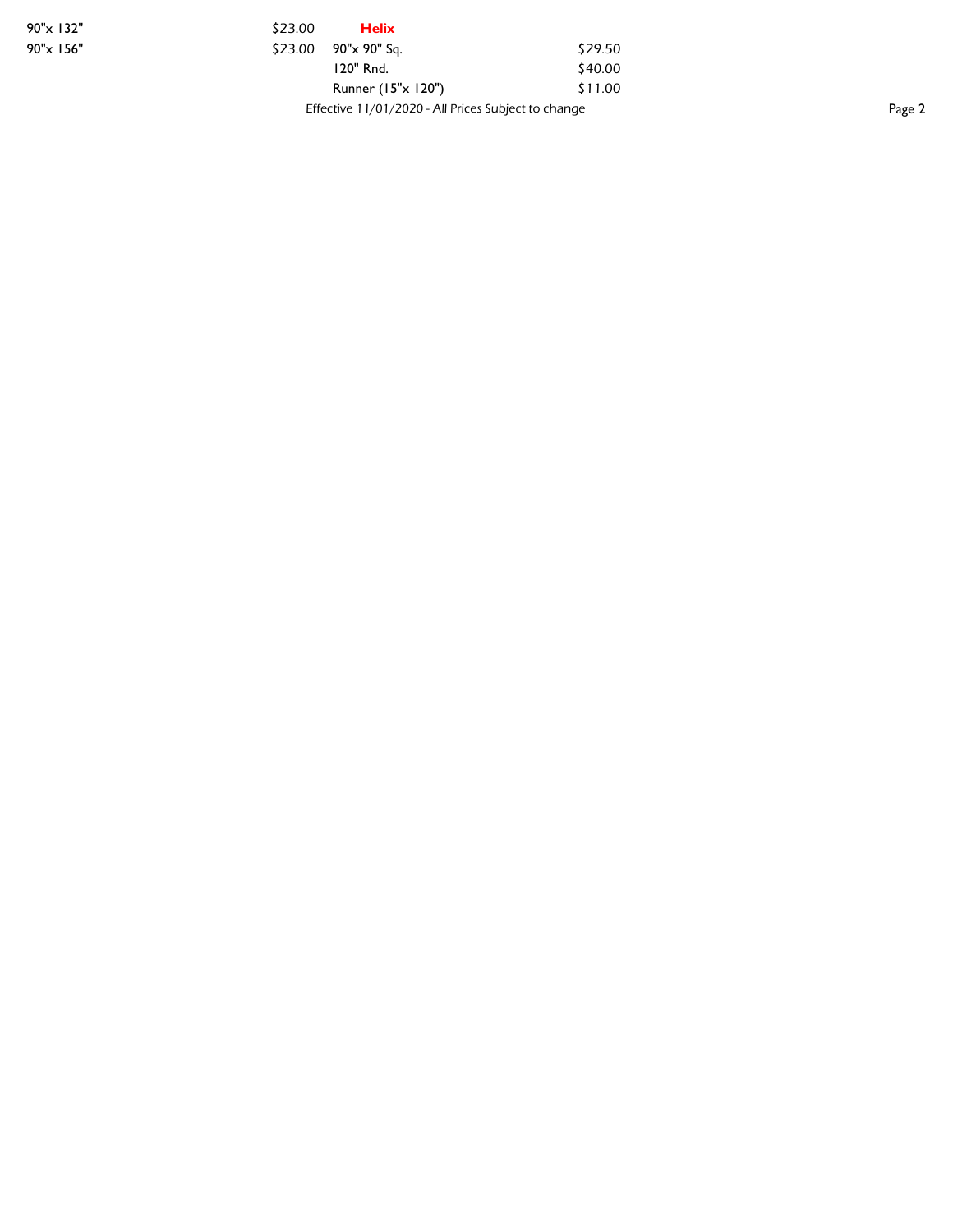| | | | |
|---|---|---|---|
| 90"x 132" | $23.00 | **Helix** | |
| 90"x 156" | $23.00 | 90"x 90" Sq. | $29.50 |
| | | 120" Rnd. | $40.00 |
| | | Runner (15"x 120") | $11.00 |

*Effective 11/01/2020 - All Prices Subject to change*